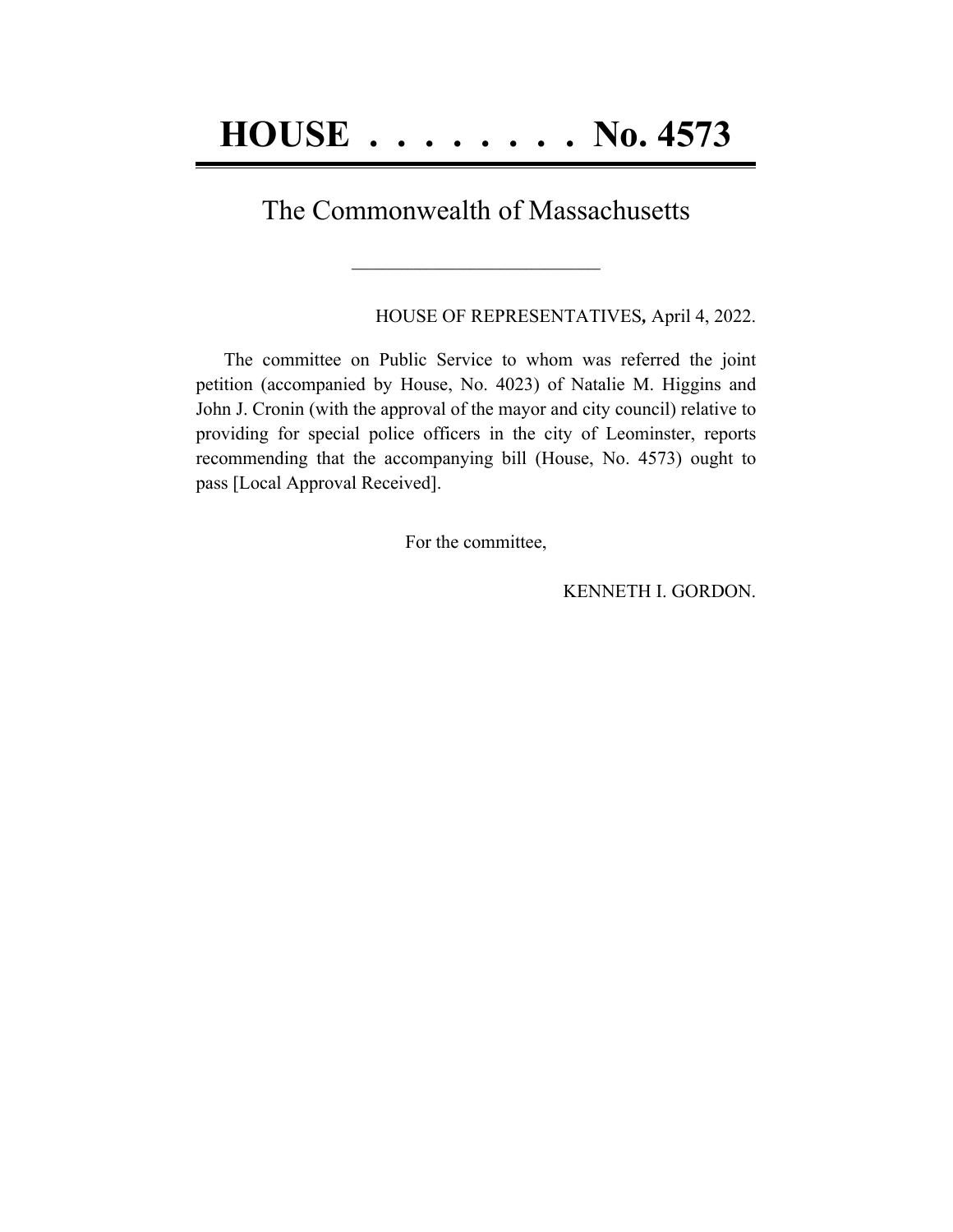# HOUSE . . . . . . . . No. 4573

## The Commonwealth of Massachusetts

---

HOUSE OF REPRESENTATIVES, April 4, 2022.

The committee on Public Service to whom was referred the joint petition (accompanied by House, No. 4023) of Natalie M. Higgins and John J. Cronin (with the approval of the mayor and city council) relative to providing for special police officers in the city of Leominster, reports recommending that the accompanying bill (House, No. 4573) ought to pass [Local Approval Received].

For the committee,

KENNETH I. GORDON.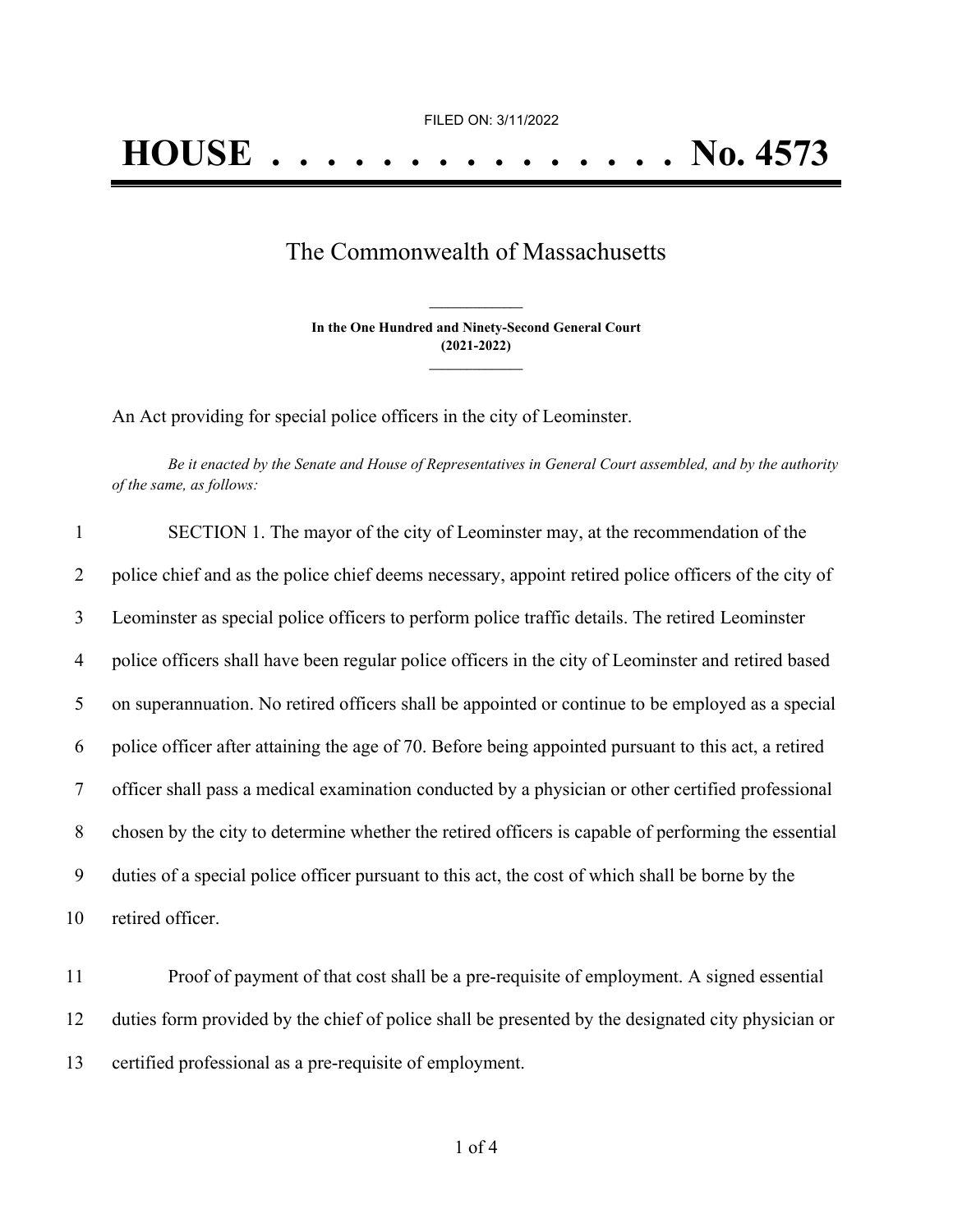FILED ON: 3/11/2022

# HOUSE . . . . . . . . . . . . . . . No. 4573

## The Commonwealth of Massachusetts

**In the One Hundred and Ninety-Second General Court**
**(2021-2022)**

An Act providing for special police officers in the city of Leominster.

*Be it enacted by the Senate and House of Representatives in General Court assembled, and by the authority of the same, as follows:*

1 SECTION 1. The mayor of the city of Leominster may, at the recommendation of the
2 police chief and as the police chief deems necessary, appoint retired police officers of the city of
3 Leominster as special police officers to perform police traffic details. The retired Leominster
4 police officers shall have been regular police officers in the city of Leominster and retired based
5 on superannuation. No retired officers shall be appointed or continue to be employed as a special
6 police officer after attaining the age of 70. Before being appointed pursuant to this act, a retired
7 officer shall pass a medical examination conducted by a physician or other certified professional
8 chosen by the city to determine whether the retired officers is capable of performing the essential
9 duties of a special police officer pursuant to this act, the cost of which shall be borne by the
10 retired officer.

11 Proof of payment of that cost shall be a pre-requisite of employment. A signed essential
12 duties form provided by the chief of police shall be presented by the designated city physician or
13 certified professional as a pre-requisite of employment.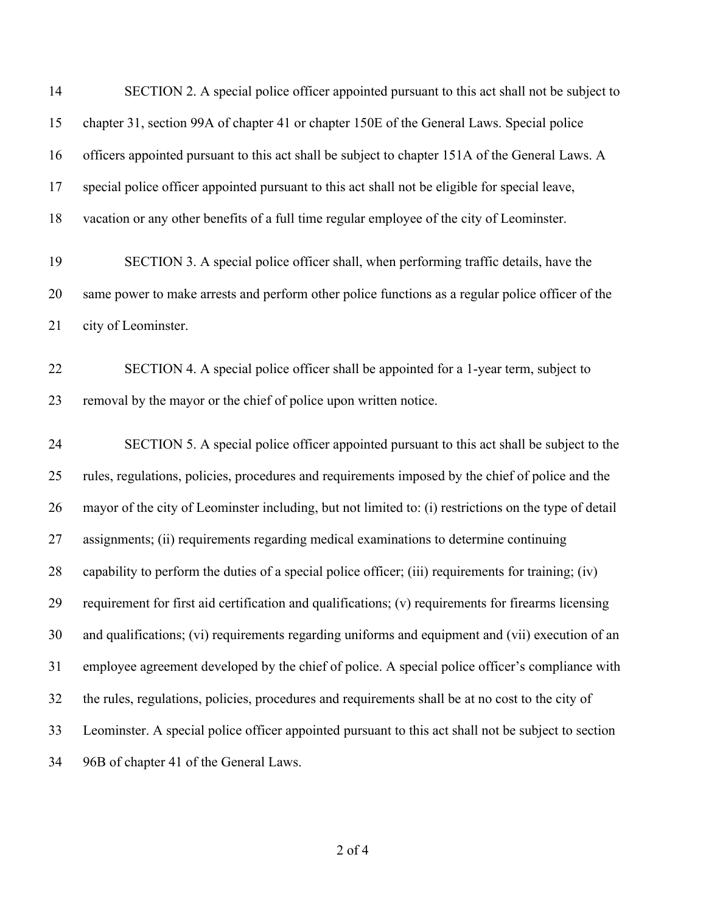SECTION 2. A special police officer appointed pursuant to this act shall not be subject to chapter 31, section 99A of chapter 41 or chapter 150E of the General Laws. Special police officers appointed pursuant to this act shall be subject to chapter 151A of the General Laws. A special police officer appointed pursuant to this act shall not be eligible for special leave, vacation or any other benefits of a full time regular employee of the city of Leominster.

SECTION 3. A special police officer shall, when performing traffic details, have the same power to make arrests and perform other police functions as a regular police officer of the city of Leominster.

SECTION 4. A special police officer shall be appointed for a 1-year term, subject to removal by the mayor or the chief of police upon written notice.

SECTION 5. A special police officer appointed pursuant to this act shall be subject to the rules, regulations, policies, procedures and requirements imposed by the chief of police and the mayor of the city of Leominster including, but not limited to: (i) restrictions on the type of detail assignments; (ii) requirements regarding medical examinations to determine continuing capability to perform the duties of a special police officer; (iii) requirements for training; (iv) requirement for first aid certification and qualifications; (v) requirements for firearms licensing and qualifications; (vi) requirements regarding uniforms and equipment and (vii) execution of an employee agreement developed by the chief of police. A special police officer's compliance with the rules, regulations, policies, procedures and requirements shall be at no cost to the city of Leominster. A special police officer appointed pursuant to this act shall not be subject to section 96B of chapter 41 of the General Laws.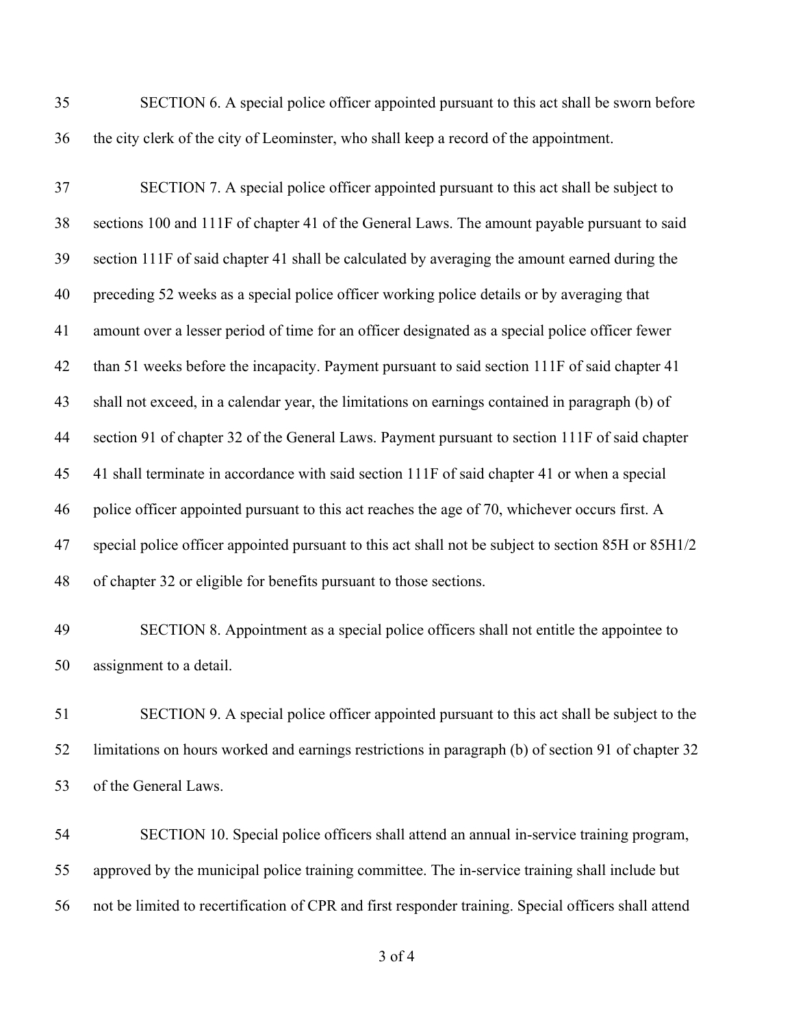SECTION 6. A special police officer appointed pursuant to this act shall be sworn before the city clerk of the city of Leominster, who shall keep a record of the appointment.

SECTION 7. A special police officer appointed pursuant to this act shall be subject to sections 100 and 111F of chapter 41 of the General Laws. The amount payable pursuant to said section 111F of said chapter 41 shall be calculated by averaging the amount earned during the preceding 52 weeks as a special police officer working police details or by averaging that amount over a lesser period of time for an officer designated as a special police officer fewer than 51 weeks before the incapacity. Payment pursuant to said section 111F of said chapter 41 shall not exceed, in a calendar year, the limitations on earnings contained in paragraph (b) of section 91 of chapter 32 of the General Laws. Payment pursuant to section 111F of said chapter 41 shall terminate in accordance with said section 111F of said chapter 41 or when a special police officer appointed pursuant to this act reaches the age of 70, whichever occurs first. A special police officer appointed pursuant to this act shall not be subject to section 85H or 85H1/2 of chapter 32 or eligible for benefits pursuant to those sections.

SECTION 8. Appointment as a special police officers shall not entitle the appointee to assignment to a detail.

SECTION 9. A special police officer appointed pursuant to this act shall be subject to the limitations on hours worked and earnings restrictions in paragraph (b) of section 91 of chapter 32 of the General Laws.

SECTION 10. Special police officers shall attend an annual in-service training program, approved by the municipal police training committee. The in-service training shall include but not be limited to recertification of CPR and first responder training. Special officers shall attend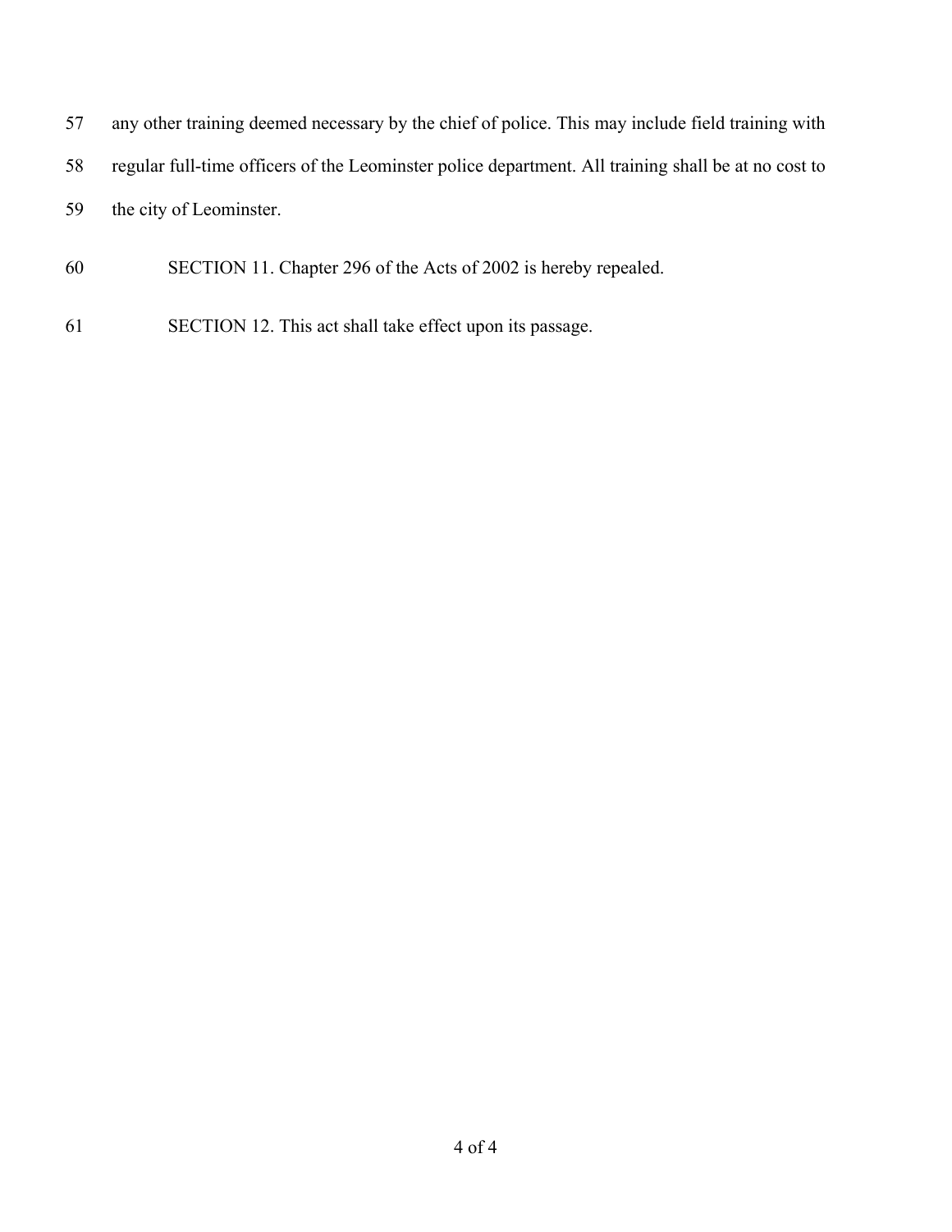any other training deemed necessary by the chief of police. This may include field training with regular full-time officers of the Leominster police department. All training shall be at no cost to the city of Leominster.

SECTION 11. Chapter 296 of the Acts of 2002 is hereby repealed.

SECTION 12. This act shall take effect upon its passage.